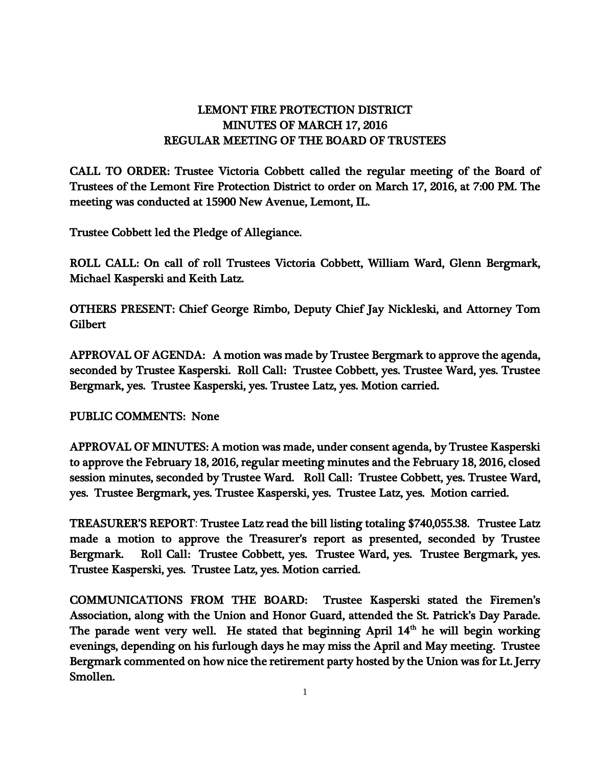# LEMONT FIRE PROTECTION DISTRICT
## MINUTES OF MARCH 17, 2016
## REGULAR MEETING OF THE BOARD OF TRUSTEES

CALL TO ORDER: Trustee Victoria Cobbett called the regular meeting of the Board of Trustees of the Lemont Fire Protection District to order on March 17, 2016, at 7:00 PM. The meeting was conducted at 15900 New Avenue, Lemont, IL.

Trustee Cobbett led the Pledge of Allegiance.

ROLL CALL: On call of roll Trustees Victoria Cobbett, William Ward, Glenn Bergmark, Michael Kasperski and Keith Latz.

OTHERS PRESENT: Chief George Rimbo, Deputy Chief Jay Nickleski, and Attorney Tom Gilbert

APPROVAL OF AGENDA: A motion was made by Trustee Bergmark to approve the agenda, seconded by Trustee Kasperski. Roll Call: Trustee Cobbett, yes. Trustee Ward, yes. Trustee Bergmark, yes. Trustee Kasperski, yes. Trustee Latz, yes. Motion carried.

PUBLIC COMMENTS: None

APPROVAL OF MINUTES: A motion was made, under consent agenda, by Trustee Kasperski to approve the February 18, 2016, regular meeting minutes and the February 18, 2016, closed session minutes, seconded by Trustee Ward. Roll Call: Trustee Cobbett, yes. Trustee Ward, yes. Trustee Bergmark, yes. Trustee Kasperski, yes. Trustee Latz, yes. Motion carried.

TREASURER'S REPORT: Trustee Latz read the bill listing totaling $740,055.38. Trustee Latz made a motion to approve the Treasurer's report as presented, seconded by Trustee Bergmark. Roll Call: Trustee Cobbett, yes. Trustee Ward, yes. Trustee Bergmark, yes. Trustee Kasperski, yes. Trustee Latz, yes. Motion carried.

COMMUNICATIONS FROM THE BOARD: Trustee Kasperski stated the Firemen's Association, along with the Union and Honor Guard, attended the St. Patrick's Day Parade. The parade went very well. He stated that beginning April 14th he will begin working evenings, depending on his furlough days he may miss the April and May meeting. Trustee Bergmark commented on how nice the retirement party hosted by the Union was for Lt. Jerry Smollen.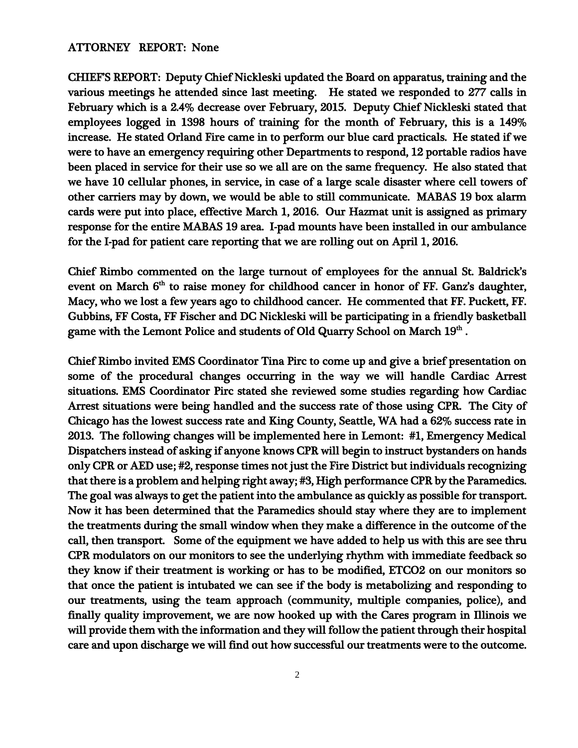**ATTORNEY REPORT: None**

**CHIEF'S REPORT: Deputy Chief Nickleski updated the Board on apparatus, training and the various meetings he attended since last meeting. He stated we responded to 277 calls in February which is a 2.4% decrease over February, 2015. Deputy Chief Nickleski stated that employees logged in 1398 hours of training for the month of February, this is a 149% increase. He stated Orland Fire came in to perform our blue card practicals. He stated if we were to have an emergency requiring other Departments to respond, 12 portable radios have been placed in service for their use so we all are on the same frequency. He also stated that we have 10 cellular phones, in service, in case of a large scale disaster where cell towers of other carriers may by down, we would be able to still communicate. MABAS 19 box alarm cards were put into place, effective March 1, 2016. Our Hazmat unit is assigned as primary response for the entire MABAS 19 area. I-pad mounts have been installed in our ambulance for the I-pad for patient care reporting that we are rolling out on April 1, 2016.**

**Chief Rimbo commented on the large turnout of employees for the annual St. Baldrick's event on March 6th to raise money for childhood cancer in honor of FF. Ganz's daughter, Macy, who we lost a few years ago to childhood cancer. He commented that FF. Puckett, FF. Gubbins, FF Costa, FF Fischer and DC Nickleski will be participating in a friendly basketball game with the Lemont Police and students of Old Quarry School on March 19th .**

**Chief Rimbo invited EMS Coordinator Tina Pirc to come up and give a brief presentation on some of the procedural changes occurring in the way we will handle Cardiac Arrest situations. EMS Coordinator Pirc stated she reviewed some studies regarding how Cardiac Arrest situations were being handled and the success rate of those using CPR. The City of Chicago has the lowest success rate and King County, Seattle, WA had a 62% success rate in 2013. The following changes will be implemented here in Lemont: #1, Emergency Medical Dispatchers instead of asking if anyone knows CPR will begin to instruct bystanders on hands only CPR or AED use; #2, response times not just the Fire District but individuals recognizing that there is a problem and helping right away; #3, High performance CPR by the Paramedics. The goal was always to get the patient into the ambulance as quickly as possible for transport. Now it has been determined that the Paramedics should stay where they are to implement the treatments during the small window when they make a difference in the outcome of the call, then transport. Some of the equipment we have added to help us with this are see thru CPR modulators on our monitors to see the underlying rhythm with immediate feedback so they know if their treatment is working or has to be modified, ETCO2 on our monitors so that once the patient is intubated we can see if the body is metabolizing and responding to our treatments, using the team approach (community, multiple companies, police), and finally quality improvement, we are now hooked up with the Cares program in Illinois we will provide them with the information and they will follow the patient through their hospital care and upon discharge we will find out how successful our treatments were to the outcome.**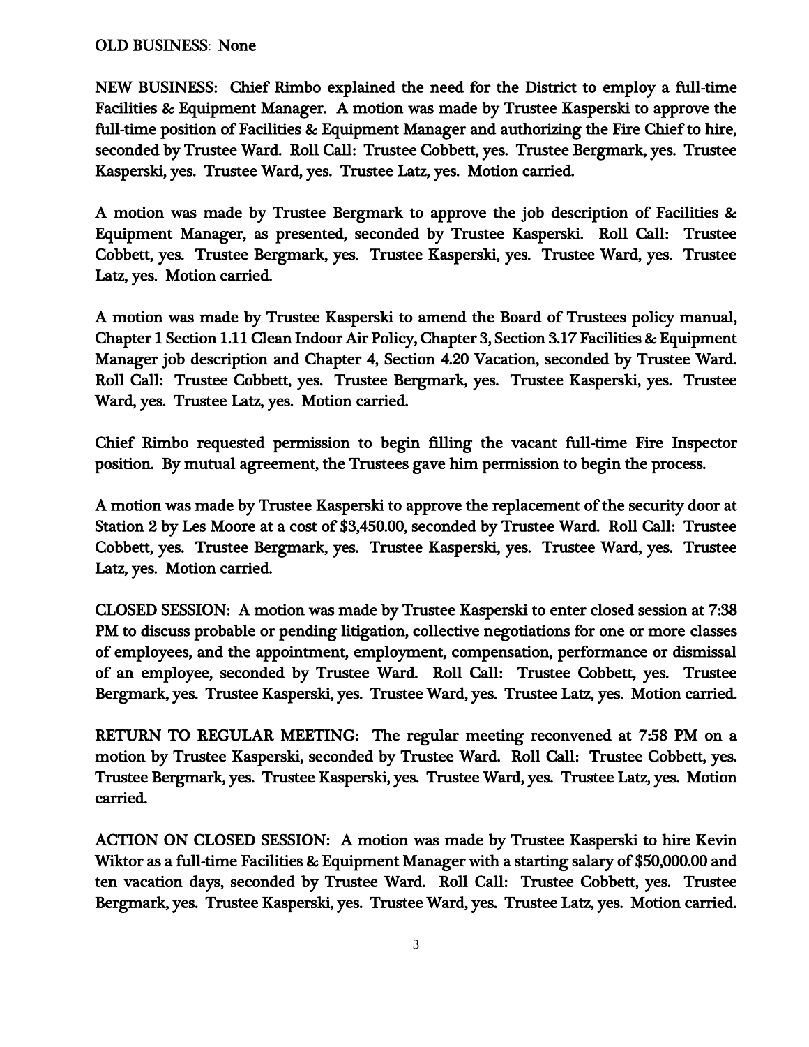OLD BUSINESS: None

NEW BUSINESS: Chief Rimbo explained the need for the District to employ a full-time Facilities & Equipment Manager. A motion was made by Trustee Kasperski to approve the full-time position of Facilities & Equipment Manager and authorizing the Fire Chief to hire, seconded by Trustee Ward. Roll Call: Trustee Cobbett, yes. Trustee Bergmark, yes. Trustee Kasperski, yes. Trustee Ward, yes. Trustee Latz, yes. Motion carried.

A motion was made by Trustee Bergmark to approve the job description of Facilities & Equipment Manager, as presented, seconded by Trustee Kasperski. Roll Call: Trustee Cobbett, yes. Trustee Bergmark, yes. Trustee Kasperski, yes. Trustee Ward, yes. Trustee Latz, yes. Motion carried.

A motion was made by Trustee Kasperski to amend the Board of Trustees policy manual, Chapter 1 Section 1.11 Clean Indoor Air Policy, Chapter 3, Section 3.17 Facilities & Equipment Manager job description and Chapter 4, Section 4.20 Vacation, seconded by Trustee Ward. Roll Call: Trustee Cobbett, yes. Trustee Bergmark, yes. Trustee Kasperski, yes. Trustee Ward, yes. Trustee Latz, yes. Motion carried.

Chief Rimbo requested permission to begin filling the vacant full-time Fire Inspector position. By mutual agreement, the Trustees gave him permission to begin the process.

A motion was made by Trustee Kasperski to approve the replacement of the security door at Station 2 by Les Moore at a cost of $3,450.00, seconded by Trustee Ward. Roll Call: Trustee Cobbett, yes. Trustee Bergmark, yes. Trustee Kasperski, yes. Trustee Ward, yes. Trustee Latz, yes. Motion carried.

CLOSED SESSION: A motion was made by Trustee Kasperski to enter closed session at 7:38 PM to discuss probable or pending litigation, collective negotiations for one or more classes of employees, and the appointment, employment, compensation, performance or dismissal of an employee, seconded by Trustee Ward. Roll Call: Trustee Cobbett, yes. Trustee Bergmark, yes. Trustee Kasperski, yes. Trustee Ward, yes. Trustee Latz, yes. Motion carried.

RETURN TO REGULAR MEETING: The regular meeting reconvened at 7:58 PM on a motion by Trustee Kasperski, seconded by Trustee Ward. Roll Call: Trustee Cobbett, yes. Trustee Bergmark, yes. Trustee Kasperski, yes. Trustee Ward, yes. Trustee Latz, yes. Motion carried.

ACTION ON CLOSED SESSION: A motion was made by Trustee Kasperski to hire Kevin Wiktor as a full-time Facilities & Equipment Manager with a starting salary of $50,000.00 and ten vacation days, seconded by Trustee Ward. Roll Call: Trustee Cobbett, yes. Trustee Bergmark, yes. Trustee Kasperski, yes. Trustee Ward, yes. Trustee Latz, yes. Motion carried.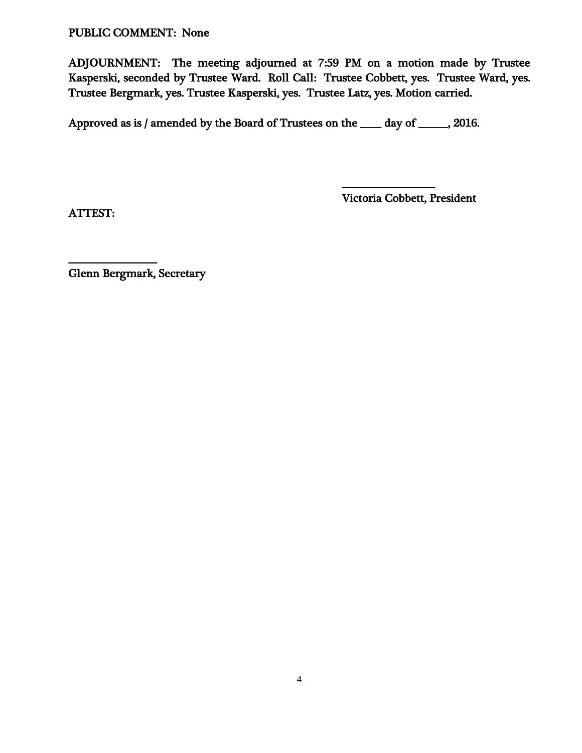PUBLIC COMMENT: None

ADJOURNMENT: The meeting adjourned at 7:59 PM on a motion made by Trustee Kasperski, seconded by Trustee Ward. Roll Call: Trustee Cobbett, yes. Trustee Ward, yes. Trustee Bergmark, yes. Trustee Kasperski, yes. Trustee Latz, yes. Motion carried.

Approved as is / amended by the Board of Trustees on the ____ day of _____, 2016.

_______________
Victoria Cobbett, President

ATTEST:

_______________
Glenn Bergmark, Secretary